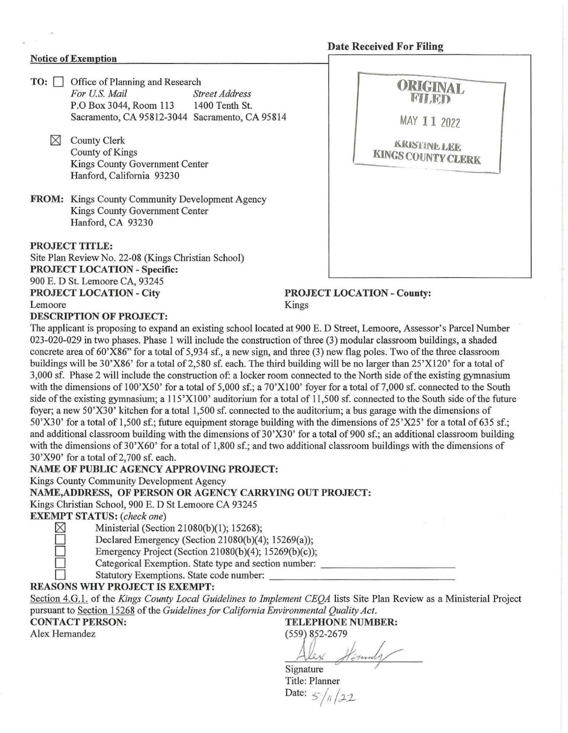**Notice of Exemption**

**Date Received For Filing**

ORIGINAL FILED
MAY 11 2022
KRISTINE LEE
KINGS COUNTY CLERK

**TO:** ☐ Office of Planning and Research
*For U.S. Mail* — P.O Box 3044, Room 113, Sacramento, CA 95812-3044
*Street Address* — 1400 Tenth St., Sacramento, CA 95814

☒ County Clerk
County of Kings
Kings County Government Center
Hanford, California 93230

**FROM:** Kings County Community Development Agency
Kings County Government Center
Hanford, CA 93230

**PROJECT TITLE:**
Site Plan Review No. 22-08 (Kings Christian School)

**PROJECT LOCATION - Specific:**
900 E. D St. Lemoore CA, 93245

**PROJECT LOCATION - City**
Lemoore

**PROJECT LOCATION - County:**
Kings

**DESCRIPTION OF PROJECT:**
The applicant is proposing to expand an existing school located at 900 E. D Street, Lemoore, Assessor's Parcel Number 023-020-029 in two phases. Phase 1 will include the construction of three (3) modular classroom buildings, a shaded concrete area of 60'X86" for a total of 5,934 sf., a new sign, and three (3) new flag poles. Two of the three classroom buildings will be 30'X86' for a total of 2,580 sf. each. The third building will be no larger than 25'X120' for a total of 3,000 sf. Phase 2 will include the construction of: a locker room connected to the North side of the existing gymnasium with the dimensions of 100'X50' for a total of 5,000 sf.; a 70'X100' foyer for a total of 7,000 sf. connected to the South side of the existing gymnasium; a 115'X100' auditorium for a total of 11,500 sf. connected to the South side of the future foyer; a new 50'X30' kitchen for a total 1,500 sf. connected to the auditorium; a bus garage with the dimensions of 50'X30' for a total of 1,500 sf.; future equipment storage building with the dimensions of 25'X25' for a total of 635 sf.; and additional classroom building with the dimensions of 30'X30' for a total of 900 sf.; an additional classroom building with the dimensions of 30'X60' for a total of 1,800 sf.; and two additional classroom buildings with the dimensions of 30'X90' for a total of 2,700 sf. each.

**NAME OF PUBLIC AGENCY APPROVING PROJECT:**
Kings County Community Development Agency

**NAME,ADDRESS, OF PERSON OR AGENCY CARRYING OUT PROJECT:**
Kings Christian School, 900 E. D St Lemoore CA 93245

**EXEMPT STATUS:** *(check one)*

- ☒ Ministerial (Section 21080(b)(1); 15268);
- ☐ Declared Emergency (Section 21080(b)(4); 15269(a));
- ☐ Emergency Project (Section 21080(b)(4); 15269(b)(c));
- ☐ Categorical Exemption. State type and section number: ______________
- ☐ Statutory Exemptions. State code number: ______________

**REASONS WHY PROJECT IS EXEMPT:**
Section 4.G.1. of the *Kings County Local Guidelines to Implement CEQA* lists Site Plan Review as a Ministerial Project pursuant to Section 15268 of the *Guidelines for California Environmental Quality Act.*

**CONTACT PERSON:**
Alex Hernandez

**TELEPHONE NUMBER:**
(559) 852-2679

Signature: *Alex Hernandez*
Title: Planner
Date: 5/11/22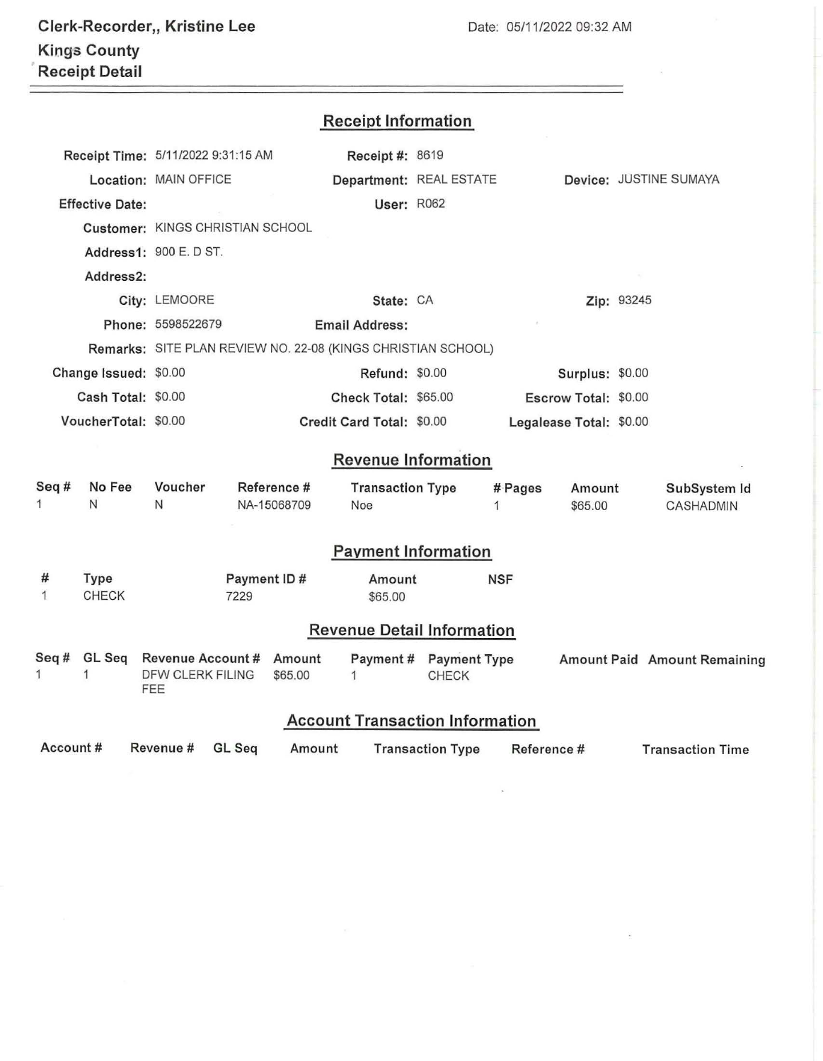**Clerk-Recorder,, Kristine Lee**
**Kings County**
**Receipt Detail**

Date: 05/11/2022 09:32 AM

## Receipt Information

| | | | | | |
|---|---|---|---|---|---|
| **Receipt Time:** | 5/11/2022 9:31:15 AM | **Receipt #:** | 8619 | | |
| **Location:** | MAIN OFFICE | **Department:** | REAL ESTATE | **Device:** | JUSTINE SUMAYA |
| **Effective Date:** | | **User:** | R062 | | |
| **Customer:** | KINGS CHRISTIAN SCHOOL | | | | |
| **Address1:** | 900 E. D ST. | | | | |
| **Address2:** | | | | | |
| **City:** | LEMOORE | **State:** | CA | **Zip:** | 93245 |
| **Phone:** | 5598522679 | **Email Address:** | | | |
| **Remarks:** | SITE PLAN REVIEW NO. 22-08 (KINGS CHRISTIAN SCHOOL) | | | | |
| **Change Issued:** | $0.00 | **Refund:** | $0.00 | **Surplus:** | $0.00 |
| **Cash Total:** | $0.00 | **Check Total:** | $65.00 | **Escrow Total:** | $0.00 |
| **VoucherTotal:** | $0.00 | **Credit Card Total:** | $0.00 | **Legalease Total:** | $0.00 |

## Revenue Information

| Seq # | No Fee | Voucher | Reference # | Transaction Type | # Pages | Amount | SubSystem Id |
|---|---|---|---|---|---|---|---|
| 1 | N | N | NA-15068709 | Noe | 1 | $65.00 | CASHADMIN |

## Payment Information

| # | Type | Payment ID # | Amount | NSF |
|---|---|---|---|---|
| 1 | CHECK | 7229 | $65.00 | |

## Revenue Detail Information

| Seq # | GL Seq | Revenue Account # | Amount | Payment # | Payment Type | Amount Paid | Amount Remaining |
|---|---|---|---|---|---|---|---|
| 1 | 1 | DFW CLERK FILING FEE | $65.00 | 1 | CHECK | | |

## Account Transaction Information

| Account # | Revenue # | GL Seq | Amount | Transaction Type | Reference # | Transaction Time |
|---|---|---|---|---|---|---|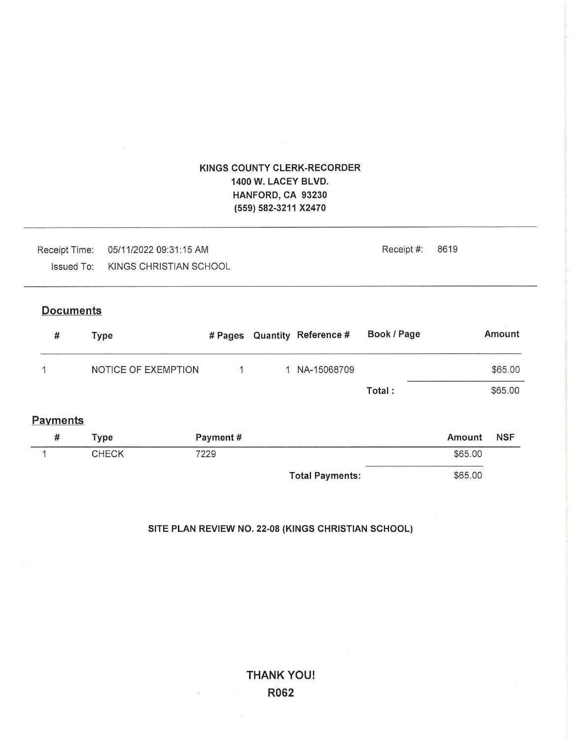**KINGS COUNTY CLERK-RECORDER**
**1400 W. LACEY BLVD.**
**HANFORD, CA 93230**
**(559) 582-3211 X2470**

---

Receipt Time: 05/11/2022 09:31:15 AM

Receipt #: 8619

Issued To: KINGS CHRISTIAN SCHOOL

---

## Documents

| # | Type | # Pages | Quantity | Reference # | Book / Page | Amount |
|---|---|---|---|---|---|---|
| 1 | NOTICE OF EXEMPTION | 1 | 1 | NA-15068709 | | $65.00 |
| | | | | | **Total :** | $65.00 |

## Payments

| # | Type | Payment # | | Amount | NSF |
|---|---|---|---|---|---|
| 1 | CHECK | 7229 | | $65.00 | |
| | | | **Total Payments:** | $65.00 | |

**SITE PLAN REVIEW NO. 22-08 (KINGS CHRISTIAN SCHOOL)**

**THANK YOU!**
**R062**